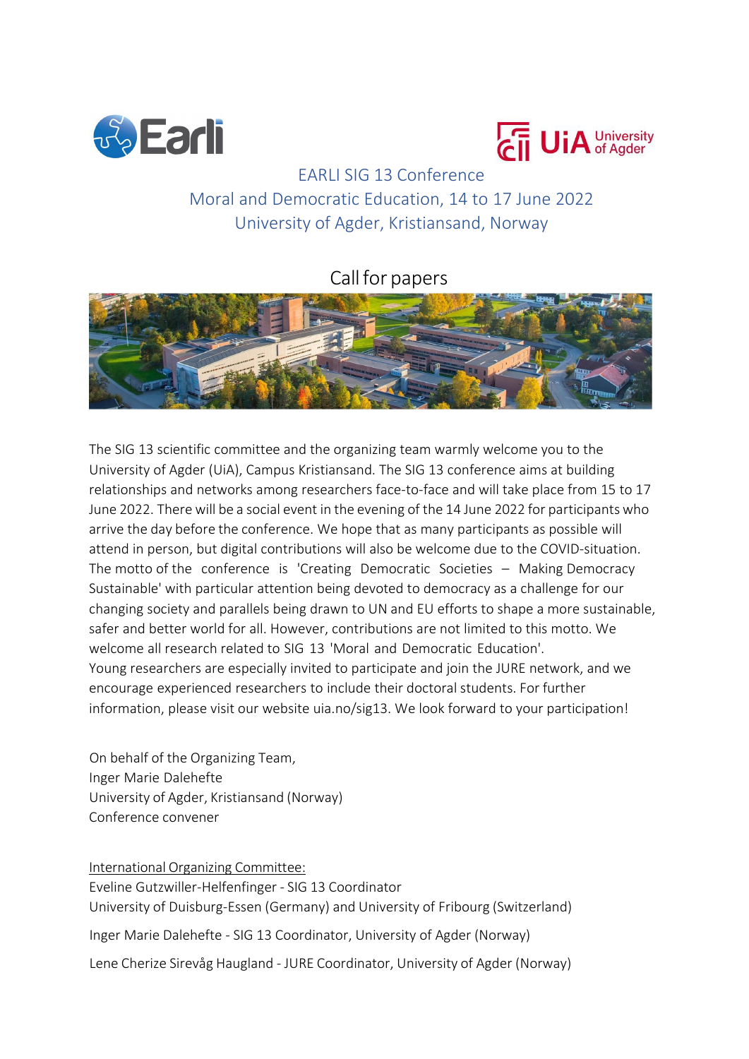# EARLI SIG 13 Conference

## Moral and Democratic Education, 14 to 17 June 2022

## University of Agder, Kristiansand, Norway

### Call for papers

The SIG 13 scientific committee and the organizing team warmly welcome you to the University of Agder (UiA), Campus Kristiansand. The SIG 13 conference aims at building relationships and networks among researchers face-to-face and will take place from 15 to 17 June 2022. There will be a social event in the evening of the 14 June 2022 for participants who arrive the day before the conference. We hope that as many participants as possible will attend in person, but digital contributions will also be welcome due to the COVID-situation. The motto of the conference is 'Creating Democratic Societies – Making Democracy Sustainable' with particular attention being devoted to democracy as a challenge for our changing society and parallels being drawn to UN and EU efforts to shape a more sustainable, safer and better world for all. However, contributions are not limited to this motto. We welcome all research related to SIG 13 'Moral and Democratic Education'.
Young researchers are especially invited to participate and join the JURE network, and we encourage experienced researchers to include their doctoral students. For further information, please visit our website uia.no/sig13. We look forward to your participation!

On behalf of the Organizing Team,
Inger Marie Dalehefte
University of Agder, Kristiansand (Norway)
Conference convener

International Organizing Committee:
Eveline Gutzwiller-Helfenfinger - SIG 13 Coordinator
University of Duisburg-Essen (Germany) and University of Fribourg (Switzerland)

Inger Marie Dalehefte - SIG 13 Coordinator, University of Agder (Norway)

Lene Cherize Sirevåg Haugland - JURE Coordinator, University of Agder (Norway)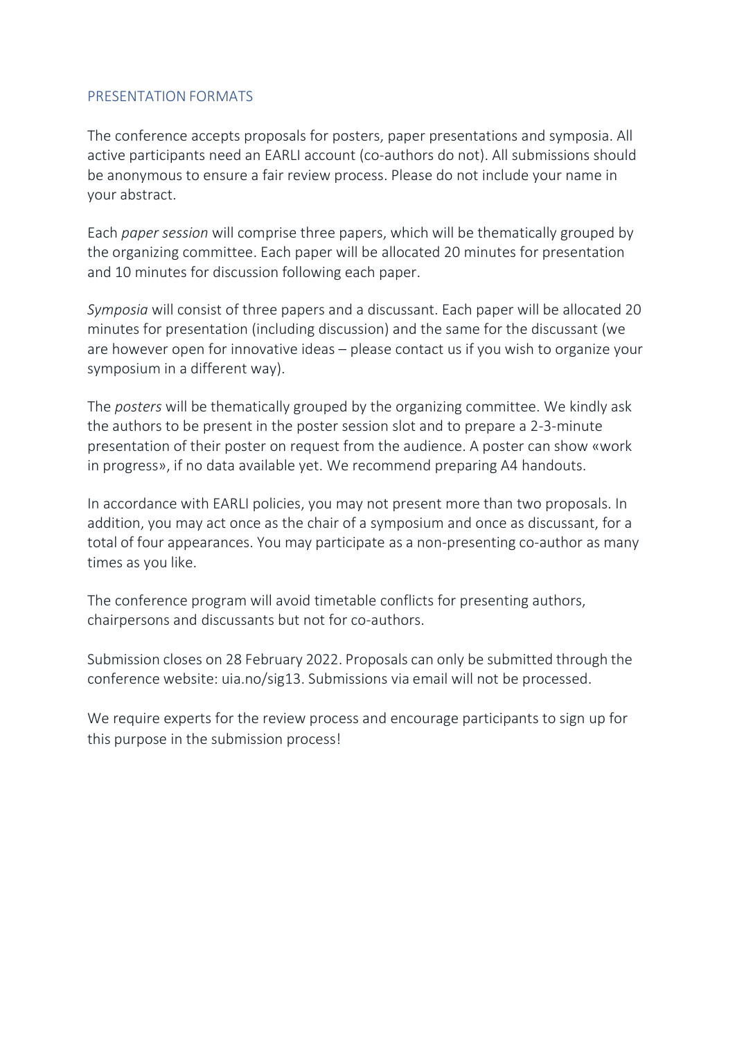## PRESENTATION FORMATS

The conference accepts proposals for posters, paper presentations and symposia. All active participants need an EARLI account (co-authors do not). All submissions should be anonymous to ensure a fair review process. Please do not include your name in your abstract.

Each *paper session* will comprise three papers, which will be thematically grouped by the organizing committee. Each paper will be allocated 20 minutes for presentation and 10 minutes for discussion following each paper.

*Symposia* will consist of three papers and a discussant. Each paper will be allocated 20 minutes for presentation (including discussion) and the same for the discussant (we are however open for innovative ideas – please contact us if you wish to organize your symposium in a different way).

The *posters* will be thematically grouped by the organizing committee. We kindly ask the authors to be present in the poster session slot and to prepare a 2-3-minute presentation of their poster on request from the audience. A poster can show «work in progress», if no data available yet. We recommend preparing A4 handouts.

In accordance with EARLI policies, you may not present more than two proposals. In addition, you may act once as the chair of a symposium and once as discussant, for a total of four appearances. You may participate as a non-presenting co-author as many times as you like.

The conference program will avoid timetable conflicts for presenting authors, chairpersons and discussants but not for co-authors.

Submission closes on 28 February 2022. Proposals can only be submitted through the conference website: uia.no/sig13. Submissions via email will not be processed.

We require experts for the review process and encourage participants to sign up for this purpose in the submission process!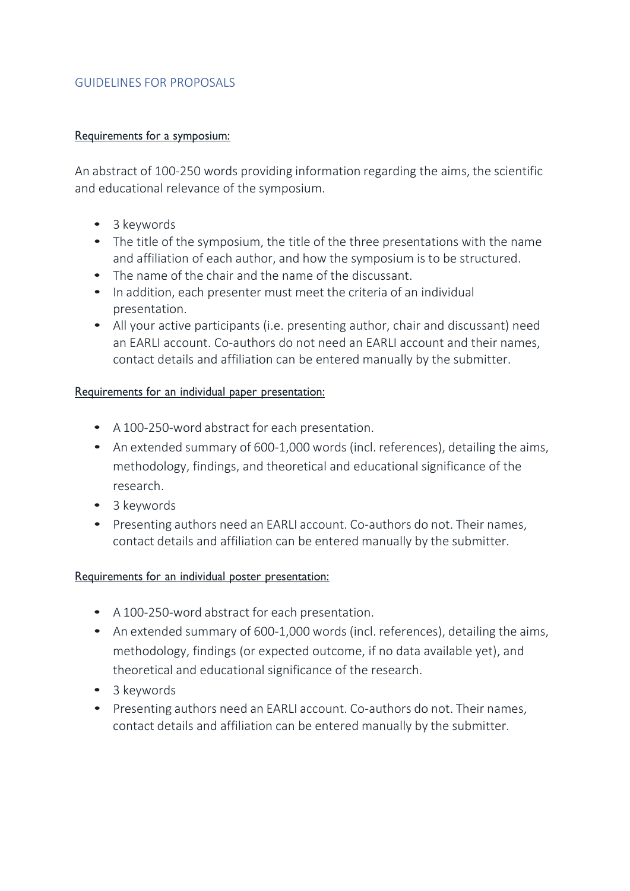## GUIDELINES FOR PROPOSALS

<u>Requirements for a symposium:</u>

An abstract of 100-250 words providing information regarding the aims, the scientific and educational relevance of the symposium.

- 3 keywords
- The title of the symposium, the title of the three presentations with the name and affiliation of each author, and how the symposium is to be structured.
- The name of the chair and the name of the discussant.
- In addition, each presenter must meet the criteria of an individual presentation.
- All your active participants (i.e. presenting author, chair and discussant) need an EARLI account. Co-authors do not need an EARLI account and their names, contact details and affiliation can be entered manually by the submitter.

<u>Requirements for an individual paper presentation:</u>

- A 100-250-word abstract for each presentation.
- An extended summary of 600-1,000 words (incl. references), detailing the aims, methodology, findings, and theoretical and educational significance of the research.
- 3 keywords
- Presenting authors need an EARLI account. Co-authors do not. Their names, contact details and affiliation can be entered manually by the submitter.

<u>Requirements for an individual poster presentation:</u>

- A 100-250-word abstract for each presentation.
- An extended summary of 600-1,000 words (incl. references), detailing the aims, methodology, findings (or expected outcome, if no data available yet), and theoretical and educational significance of the research.
- 3 keywords
- Presenting authors need an EARLI account. Co-authors do not. Their names, contact details and affiliation can be entered manually by the submitter.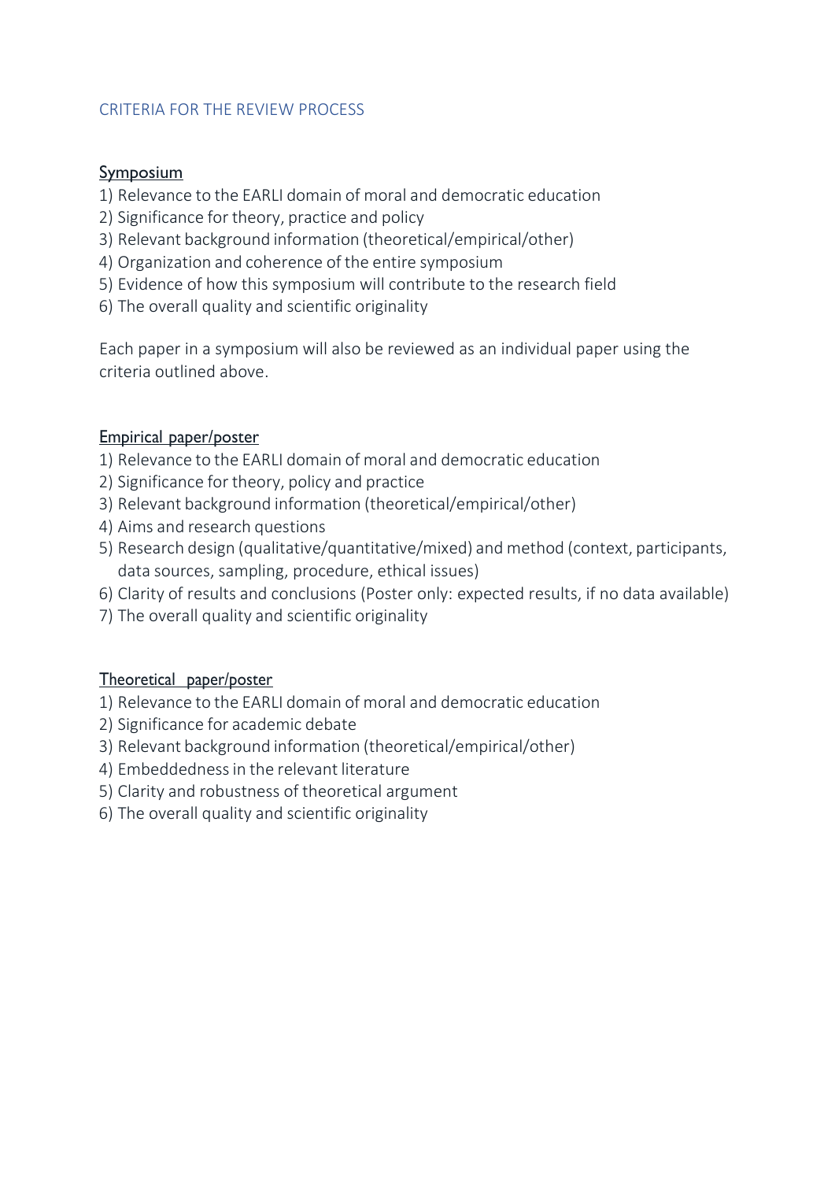## CRITERIA FOR THE REVIEW PROCESS

### Symposium

1) Relevance to the EARLI domain of moral and democratic education
2) Significance for theory, practice and policy
3) Relevant background information (theoretical/empirical/other)
4) Organization and coherence of the entire symposium
5) Evidence of how this symposium will contribute to the research field
6) The overall quality and scientific originality

Each paper in a symposium will also be reviewed as an individual paper using the criteria outlined above.

### Empirical paper/poster

1) Relevance to the EARLI domain of moral and democratic education
2) Significance for theory, policy and practice
3) Relevant background information (theoretical/empirical/other)
4) Aims and research questions
5) Research design (qualitative/quantitative/mixed) and method (context, participants, data sources, sampling, procedure, ethical issues)
6) Clarity of results and conclusions (Poster only: expected results, if no data available)
7) The overall quality and scientific originality

### Theoretical paper/poster

1) Relevance to the EARLI domain of moral and democratic education
2) Significance for academic debate
3) Relevant background information (theoretical/empirical/other)
4) Embeddedness in the relevant literature
5) Clarity and robustness of theoretical argument
6) The overall quality and scientific originality